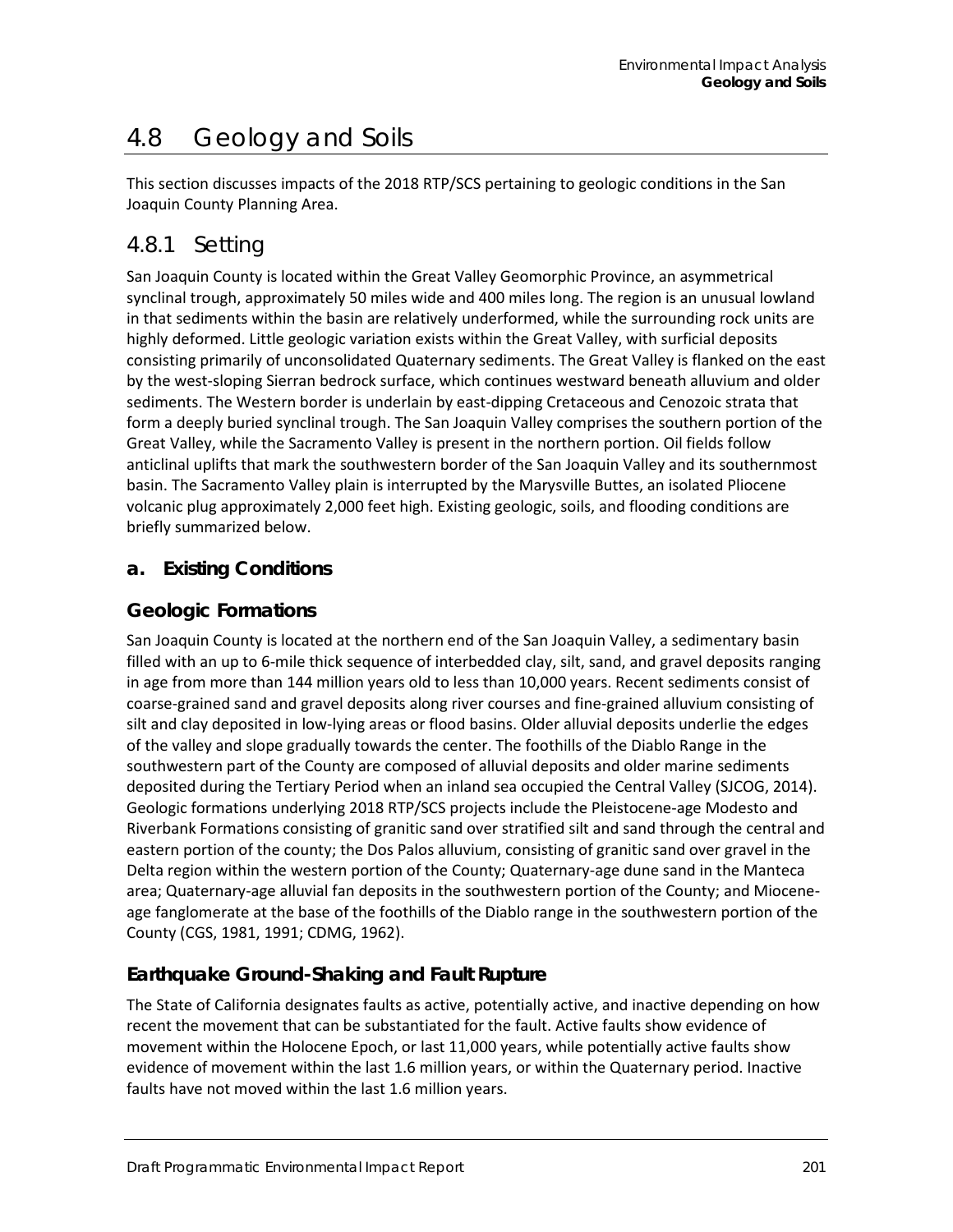# 4.8 Geology and Soils

This section discusses impacts of the 2018 RTP/SCS pertaining to geologic conditions in the San Joaquin County Planning Area.

## 4.8.1 Setting

San Joaquin County is located within the Great Valley Geomorphic Province, an asymmetrical synclinal trough, approximately 50 miles wide and 400 miles long. The region is an unusual lowland in that sediments within the basin are relatively underformed, while the surrounding rock units are highly deformed. Little geologic variation exists within the Great Valley, with surficial deposits consisting primarily of unconsolidated Quaternary sediments. The Great Valley is flanked on the east by the west-sloping Sierran bedrock surface, which continues westward beneath alluvium and older sediments. The Western border is underlain by east-dipping Cretaceous and Cenozoic strata that form a deeply buried synclinal trough. The San Joaquin Valley comprises the southern portion of the Great Valley, while the Sacramento Valley is present in the northern portion. Oil fields follow anticlinal uplifts that mark the southwestern border of the San Joaquin Valley and its southernmost basin. The Sacramento Valley plain is interrupted by the Marysville Buttes, an isolated Pliocene volcanic plug approximately 2,000 feet high. Existing geologic, soils, and flooding conditions are briefly summarized below.

### a. Existing Conditions

#### Geologic Formations

San Joaquin County is located at the northern end of the San Joaquin Valley, a sedimentary basin filled with an up to 6-mile thick sequence of interbedded clay, silt, sand, and gravel deposits ranging in age from more than 144 million years old to less than 10,000 years. Recent sediments consist of coarse-grained sand and gravel deposits along river courses and fine-grained alluvium consisting of silt and clay deposited in low-lying areas or flood basins. Older alluvial deposits underlie the edges of the valley and slope gradually towards the center. The foothills of the Diablo Range in the southwestern part of the County are composed of alluvial deposits and older marine sediments deposited during the Tertiary Period when an inland sea occupied the Central Valley (SJCOG, 2014). Geologic formations underlying 2018 RTP/SCS projects include the Pleistocene-age Modesto and Riverbank Formations consisting of granitic sand over stratified silt and sand through the central and eastern portion of the county; the Dos Palos alluvium, consisting of granitic sand over gravel in the Delta region within the western portion of the County; Quaternary-age dune sand in the Manteca area; Quaternary-age alluvial fan deposits in the southwestern portion of the County; and Miocene-age fanglomerate at the base of the foothills of the Diablo range in the southwestern portion of the County (CGS, 1981, 1991; CDMG, 1962).

#### Earthquake Ground-Shaking and Fault Rupture

The State of California designates faults as active, potentially active, and inactive depending on how recent the movement that can be substantiated for the fault. Active faults show evidence of movement within the Holocene Epoch, or last 11,000 years, while potentially active faults show evidence of movement within the last 1.6 million years, or within the Quaternary period. Inactive faults have not moved within the last 1.6 million years.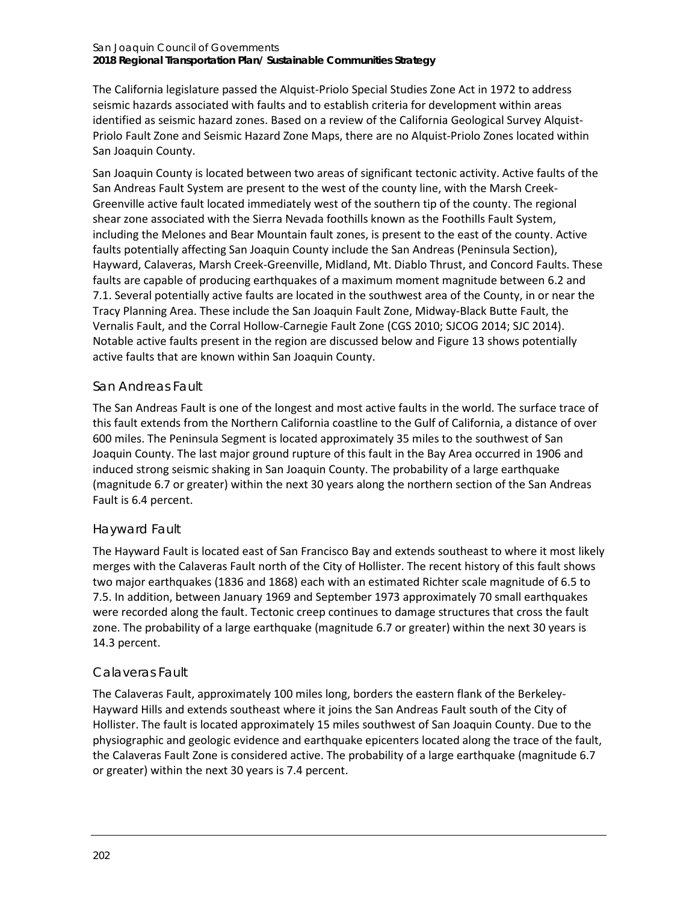The California legislature passed the Alquist-Priolo Special Studies Zone Act in 1972 to address seismic hazards associated with faults and to establish criteria for development within areas identified as seismic hazard zones. Based on a review of the California Geological Survey Alquist-Priolo Fault Zone and Seismic Hazard Zone Maps, there are no Alquist-Priolo Zones located within San Joaquin County.

San Joaquin County is located between two areas of significant tectonic activity. Active faults of the San Andreas Fault System are present to the west of the county line, with the Marsh Creek-Greenville active fault located immediately west of the southern tip of the county. The regional shear zone associated with the Sierra Nevada foothills known as the Foothills Fault System, including the Melones and Bear Mountain fault zones, is present to the east of the county. Active faults potentially affecting San Joaquin County include the San Andreas (Peninsula Section), Hayward, Calaveras, Marsh Creek-Greenville, Midland, Mt. Diablo Thrust, and Concord Faults. These faults are capable of producing earthquakes of a maximum moment magnitude between 6.2 and 7.1. Several potentially active faults are located in the southwest area of the County, in or near the Tracy Planning Area. These include the San Joaquin Fault Zone, Midway-Black Butte Fault, the Vernalis Fault, and the Corral Hollow-Carnegie Fault Zone (CGS 2010; SJCOG 2014; SJC 2014). Notable active faults present in the region are discussed below and Figure 13 shows potentially active faults that are known within San Joaquin County.

### San Andreas Fault

The San Andreas Fault is one of the longest and most active faults in the world. The surface trace of this fault extends from the Northern California coastline to the Gulf of California, a distance of over 600 miles. The Peninsula Segment is located approximately 35 miles to the southwest of San Joaquin County. The last major ground rupture of this fault in the Bay Area occurred in 1906 and induced strong seismic shaking in San Joaquin County. The probability of a large earthquake (magnitude 6.7 or greater) within the next 30 years along the northern section of the San Andreas Fault is 6.4 percent.

### Hayward Fault

The Hayward Fault is located east of San Francisco Bay and extends southeast to where it most likely merges with the Calaveras Fault north of the City of Hollister. The recent history of this fault shows two major earthquakes (1836 and 1868) each with an estimated Richter scale magnitude of 6.5 to 7.5. In addition, between January 1969 and September 1973 approximately 70 small earthquakes were recorded along the fault. Tectonic creep continues to damage structures that cross the fault zone. The probability of a large earthquake (magnitude 6.7 or greater) within the next 30 years is 14.3 percent.

### Calaveras Fault

The Calaveras Fault, approximately 100 miles long, borders the eastern flank of the Berkeley-Hayward Hills and extends southeast where it joins the San Andreas Fault south of the City of Hollister. The fault is located approximately 15 miles southwest of San Joaquin County. Due to the physiographic and geologic evidence and earthquake epicenters located along the trace of the fault, the Calaveras Fault Zone is considered active. The probability of a large earthquake (magnitude 6.7 or greater) within the next 30 years is 7.4 percent.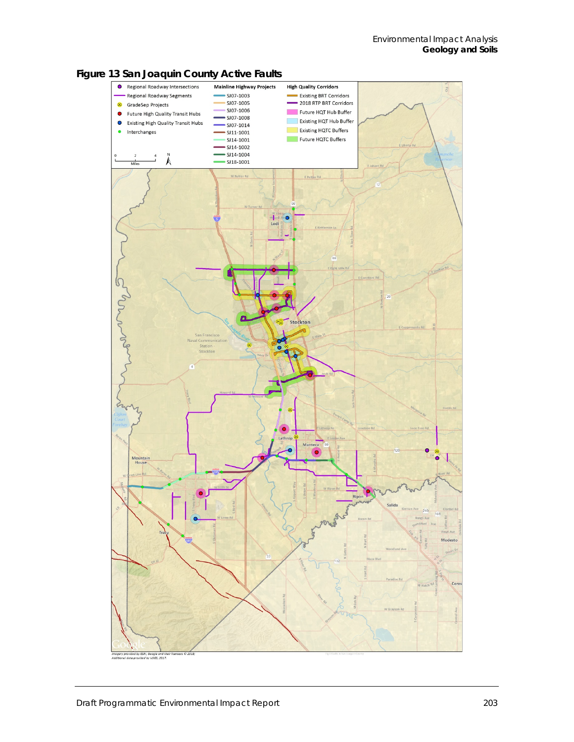# Figure 13 San Joaquin County Active Faults

| Legend | Mainline Highway Projects | High Quality Corridors |
|---|---|---|
| Regional Roadway Intersections | SJ07-1003 | Existing BRT Corridors |
| Regional Roadway Segments | SJ07-1005 | 2018 RTP BRT Corridors |
| GradeSep Projects | SJ07-1006 | Future HQT Hub Buffer |
| Future High Quality Transit Hubs | SJ07-1008 | Existing HQT Hub Buffer |
| Existing High Quality Transit Hubs | SJ07-1014 | Existing HQTC Buffers |
| Interchanges | SJ11-1001 | Future HQTC Buffers |
| | SJ14-1001 | |
| | SJ14-1002 | |
| | SJ14-1004 | |
| | SJ18-1001 | |

*Imagery provided by ESRI, Google and their licensors © 2018; Additional data provided by USGS, 2017.*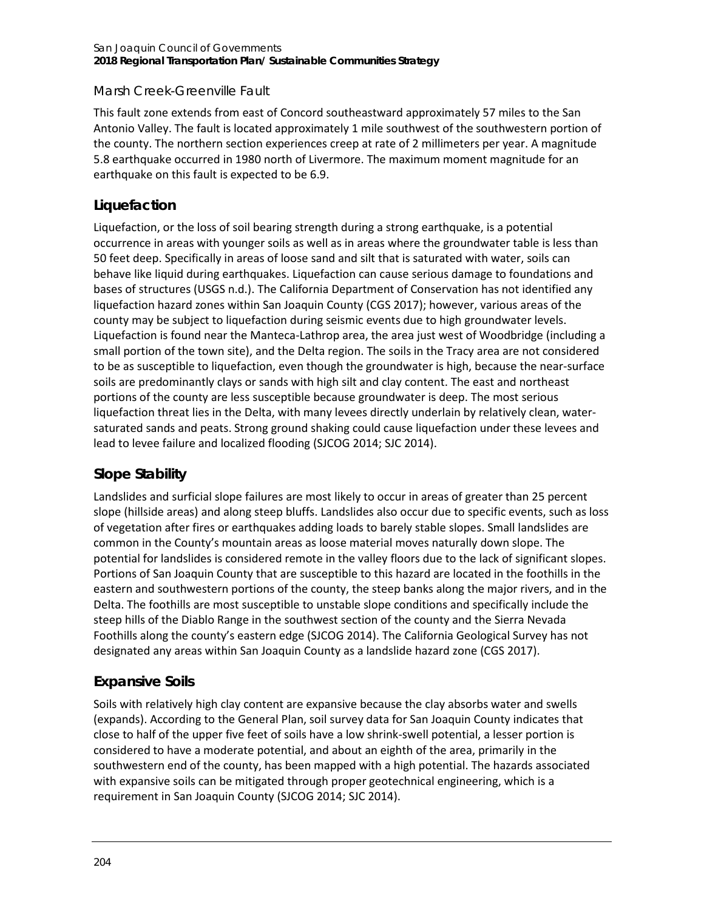### Marsh Creek-Greenville Fault

This fault zone extends from east of Concord southeastward approximately 57 miles to the San Antonio Valley. The fault is located approximately 1 mile southwest of the southwestern portion of the county. The northern section experiences creep at rate of 2 millimeters per year. A magnitude 5.8 earthquake occurred in 1980 north of Livermore. The maximum moment magnitude for an earthquake on this fault is expected to be 6.9.

## Liquefaction

Liquefaction, or the loss of soil bearing strength during a strong earthquake, is a potential occurrence in areas with younger soils as well as in areas where the groundwater table is less than 50 feet deep. Specifically in areas of loose sand and silt that is saturated with water, soils can behave like liquid during earthquakes. Liquefaction can cause serious damage to foundations and bases of structures (USGS n.d.). The California Department of Conservation has not identified any liquefaction hazard zones within San Joaquin County (CGS 2017); however, various areas of the county may be subject to liquefaction during seismic events due to high groundwater levels. Liquefaction is found near the Manteca-Lathrop area, the area just west of Woodbridge (including a small portion of the town site), and the Delta region. The soils in the Tracy area are not considered to be as susceptible to liquefaction, even though the groundwater is high, because the near-surface soils are predominantly clays or sands with high silt and clay content. The east and northeast portions of the county are less susceptible because groundwater is deep. The most serious liquefaction threat lies in the Delta, with many levees directly underlain by relatively clean, water-saturated sands and peats. Strong ground shaking could cause liquefaction under these levees and lead to levee failure and localized flooding (SJCOG 2014; SJC 2014).

## Slope Stability

Landslides and surficial slope failures are most likely to occur in areas of greater than 25 percent slope (hillside areas) and along steep bluffs. Landslides also occur due to specific events, such as loss of vegetation after fires or earthquakes adding loads to barely stable slopes. Small landslides are common in the County's mountain areas as loose material moves naturally down slope. The potential for landslides is considered remote in the valley floors due to the lack of significant slopes. Portions of San Joaquin County that are susceptible to this hazard are located in the foothills in the eastern and southwestern portions of the county, the steep banks along the major rivers, and in the Delta. The foothills are most susceptible to unstable slope conditions and specifically include the steep hills of the Diablo Range in the southwest section of the county and the Sierra Nevada Foothills along the county's eastern edge (SJCOG 2014). The California Geological Survey has not designated any areas within San Joaquin County as a landslide hazard zone (CGS 2017).

## Expansive Soils

Soils with relatively high clay content are expansive because the clay absorbs water and swells (expands). According to the General Plan, soil survey data for San Joaquin County indicates that close to half of the upper five feet of soils have a low shrink-swell potential, a lesser portion is considered to have a moderate potential, and about an eighth of the area, primarily in the southwestern end of the county, has been mapped with a high potential. The hazards associated with expansive soils can be mitigated through proper geotechnical engineering, which is a requirement in San Joaquin County (SJCOG 2014; SJC 2014).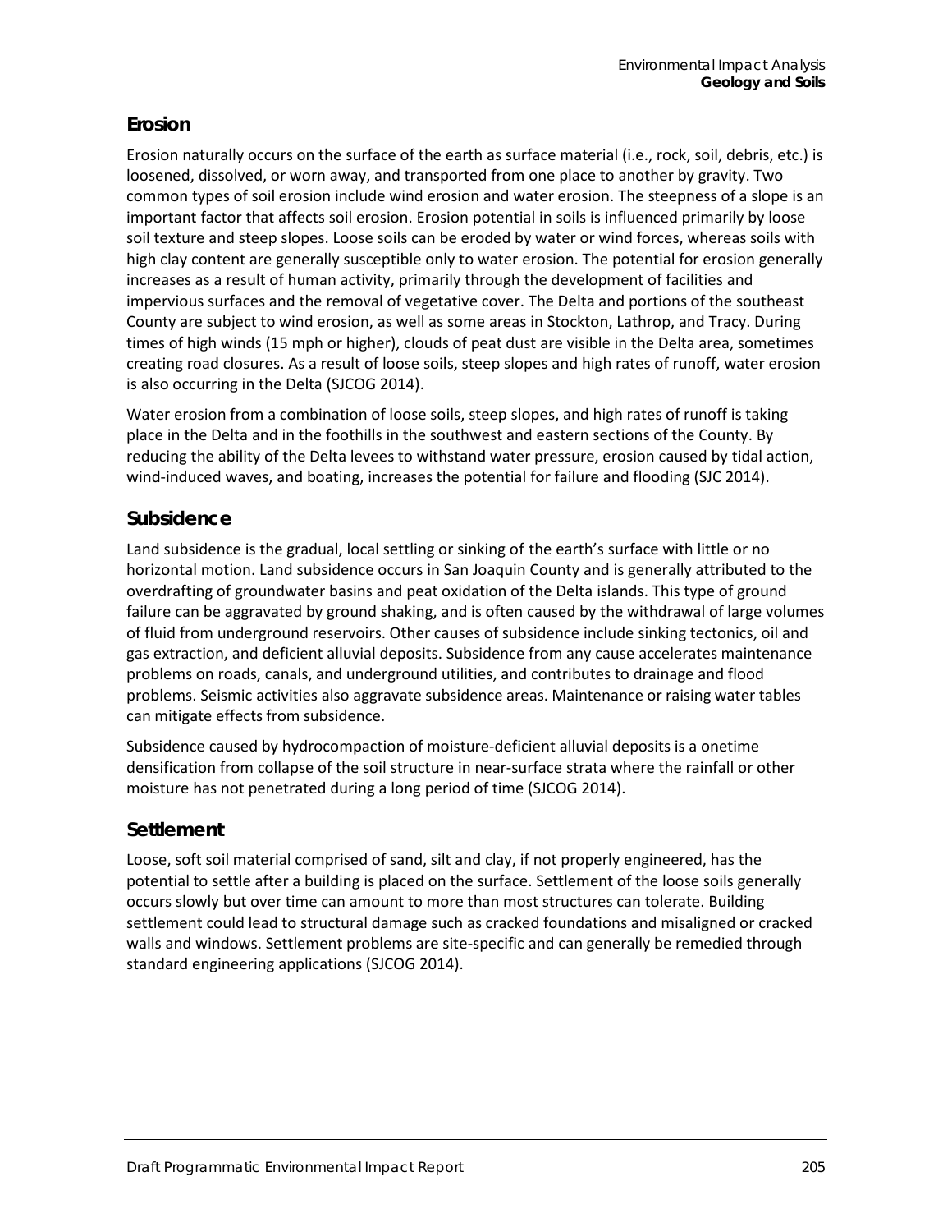## Erosion

Erosion naturally occurs on the surface of the earth as surface material (i.e., rock, soil, debris, etc.) is loosened, dissolved, or worn away, and transported from one place to another by gravity. Two common types of soil erosion include wind erosion and water erosion. The steepness of a slope is an important factor that affects soil erosion. Erosion potential in soils is influenced primarily by loose soil texture and steep slopes. Loose soils can be eroded by water or wind forces, whereas soils with high clay content are generally susceptible only to water erosion. The potential for erosion generally increases as a result of human activity, primarily through the development of facilities and impervious surfaces and the removal of vegetative cover. The Delta and portions of the southeast County are subject to wind erosion, as well as some areas in Stockton, Lathrop, and Tracy. During times of high winds (15 mph or higher), clouds of peat dust are visible in the Delta area, sometimes creating road closures. As a result of loose soils, steep slopes and high rates of runoff, water erosion is also occurring in the Delta (SJCOG 2014).

Water erosion from a combination of loose soils, steep slopes, and high rates of runoff is taking place in the Delta and in the foothills in the southwest and eastern sections of the County. By reducing the ability of the Delta levees to withstand water pressure, erosion caused by tidal action, wind-induced waves, and boating, increases the potential for failure and flooding (SJC 2014).

## Subsidence

Land subsidence is the gradual, local settling or sinking of the earth's surface with little or no horizontal motion. Land subsidence occurs in San Joaquin County and is generally attributed to the overdrafting of groundwater basins and peat oxidation of the Delta islands. This type of ground failure can be aggravated by ground shaking, and is often caused by the withdrawal of large volumes of fluid from underground reservoirs. Other causes of subsidence include sinking tectonics, oil and gas extraction, and deficient alluvial deposits. Subsidence from any cause accelerates maintenance problems on roads, canals, and underground utilities, and contributes to drainage and flood problems. Seismic activities also aggravate subsidence areas. Maintenance or raising water tables can mitigate effects from subsidence.

Subsidence caused by hydrocompaction of moisture-deficient alluvial deposits is a onetime densification from collapse of the soil structure in near-surface strata where the rainfall or other moisture has not penetrated during a long period of time (SJCOG 2014).

## Settlement

Loose, soft soil material comprised of sand, silt and clay, if not properly engineered, has the potential to settle after a building is placed on the surface. Settlement of the loose soils generally occurs slowly but over time can amount to more than most structures can tolerate. Building settlement could lead to structural damage such as cracked foundations and misaligned or cracked walls and windows. Settlement problems are site-specific and can generally be remedied through standard engineering applications (SJCOG 2014).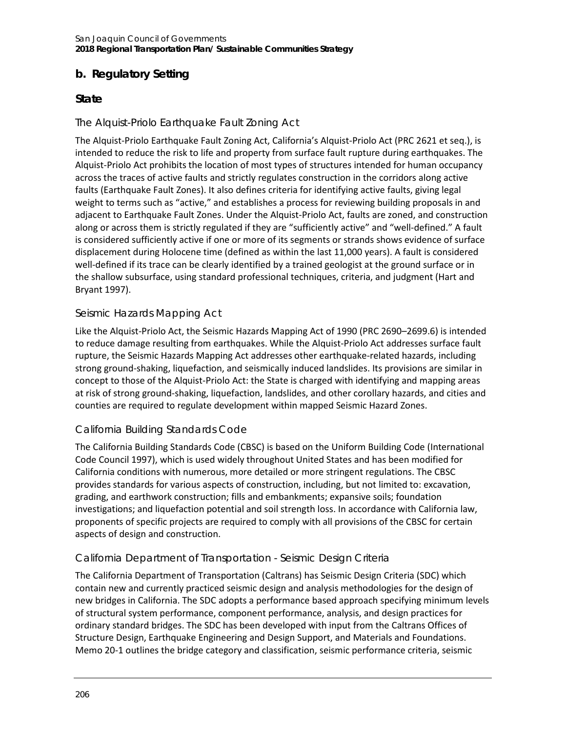## b. Regulatory Setting

### State

#### The Alquist-Priolo Earthquake Fault Zoning Act

The Alquist-Priolo Earthquake Fault Zoning Act, California's Alquist-Priolo Act (PRC 2621 et seq.), is intended to reduce the risk to life and property from surface fault rupture during earthquakes. The Alquist-Priolo Act prohibits the location of most types of structures intended for human occupancy across the traces of active faults and strictly regulates construction in the corridors along active faults (Earthquake Fault Zones). It also defines criteria for identifying active faults, giving legal weight to terms such as "active," and establishes a process for reviewing building proposals in and adjacent to Earthquake Fault Zones. Under the Alquist-Priolo Act, faults are zoned, and construction along or across them is strictly regulated if they are "sufficiently active" and "well-defined." A fault is considered sufficiently active if one or more of its segments or strands shows evidence of surface displacement during Holocene time (defined as within the last 11,000 years). A fault is considered well-defined if its trace can be clearly identified by a trained geologist at the ground surface or in the shallow subsurface, using standard professional techniques, criteria, and judgment (Hart and Bryant 1997).

#### Seismic Hazards Mapping Act

Like the Alquist-Priolo Act, the Seismic Hazards Mapping Act of 1990 (PRC 2690–2699.6) is intended to reduce damage resulting from earthquakes. While the Alquist-Priolo Act addresses surface fault rupture, the Seismic Hazards Mapping Act addresses other earthquake-related hazards, including strong ground-shaking, liquefaction, and seismically induced landslides. Its provisions are similar in concept to those of the Alquist-Priolo Act: the State is charged with identifying and mapping areas at risk of strong ground-shaking, liquefaction, landslides, and other corollary hazards, and cities and counties are required to regulate development within mapped Seismic Hazard Zones.

#### California Building Standards Code

The California Building Standards Code (CBSC) is based on the Uniform Building Code (International Code Council 1997), which is used widely throughout United States and has been modified for California conditions with numerous, more detailed or more stringent regulations. The CBSC provides standards for various aspects of construction, including, but not limited to: excavation, grading, and earthwork construction; fills and embankments; expansive soils; foundation investigations; and liquefaction potential and soil strength loss. In accordance with California law, proponents of specific projects are required to comply with all provisions of the CBSC for certain aspects of design and construction.

#### California Department of Transportation - Seismic Design Criteria

The California Department of Transportation (Caltrans) has Seismic Design Criteria (SDC) which contain new and currently practiced seismic design and analysis methodologies for the design of new bridges in California. The SDC adopts a performance based approach specifying minimum levels of structural system performance, component performance, analysis, and design practices for ordinary standard bridges. The SDC has been developed with input from the Caltrans Offices of Structure Design, Earthquake Engineering and Design Support, and Materials and Foundations. Memo 20-1 outlines the bridge category and classification, seismic performance criteria, seismic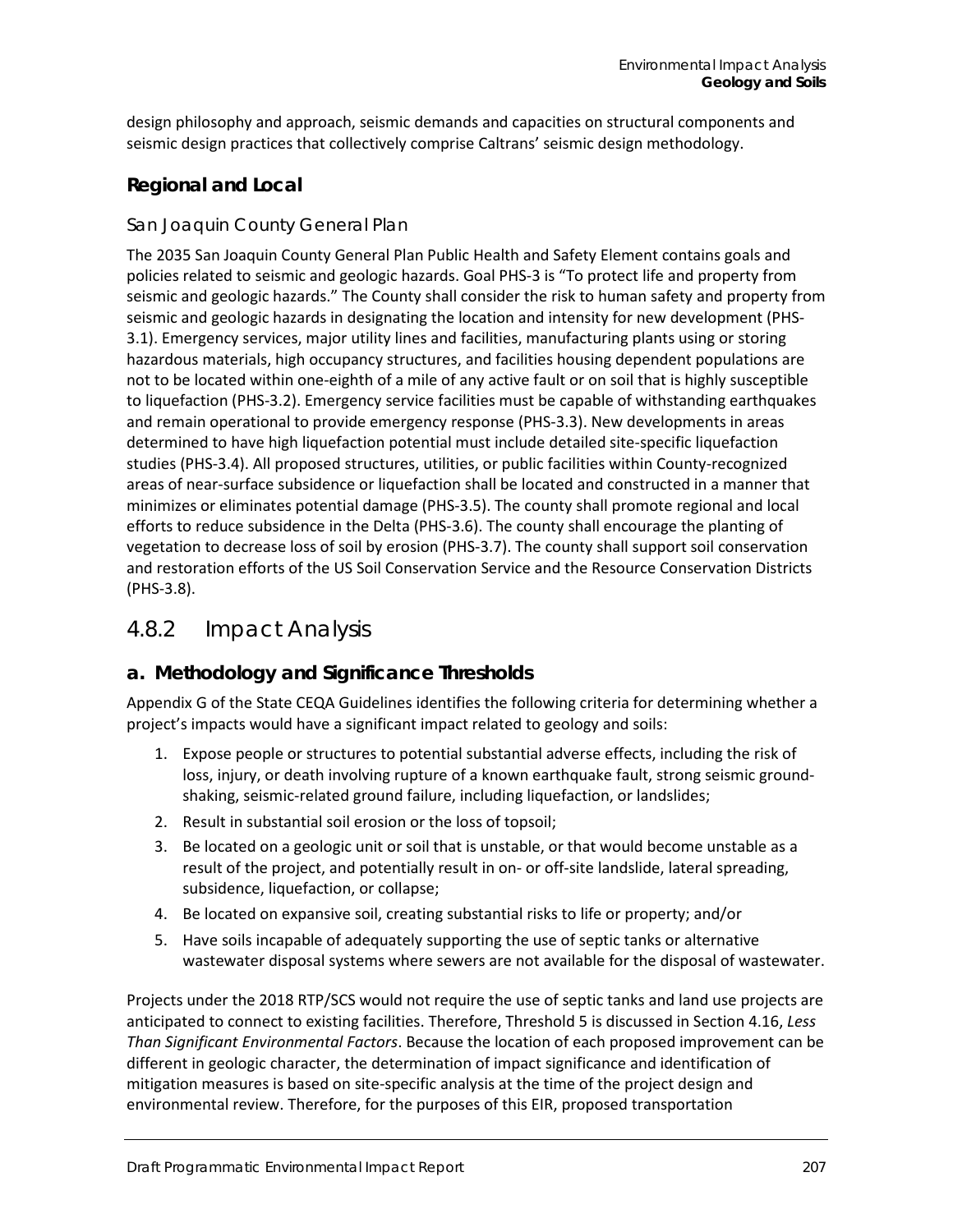design philosophy and approach, seismic demands and capacities on structural components and seismic design practices that collectively comprise Caltrans' seismic design methodology.

### Regional and Local

#### San Joaquin County General Plan

The 2035 San Joaquin County General Plan Public Health and Safety Element contains goals and policies related to seismic and geologic hazards. Goal PHS-3 is "To protect life and property from seismic and geologic hazards." The County shall consider the risk to human safety and property from seismic and geologic hazards in designating the location and intensity for new development (PHS-3.1). Emergency services, major utility lines and facilities, manufacturing plants using or storing hazardous materials, high occupancy structures, and facilities housing dependent populations are not to be located within one-eighth of a mile of any active fault or on soil that is highly susceptible to liquefaction (PHS-3.2). Emergency service facilities must be capable of withstanding earthquakes and remain operational to provide emergency response (PHS-3.3). New developments in areas determined to have high liquefaction potential must include detailed site-specific liquefaction studies (PHS-3.4). All proposed structures, utilities, or public facilities within County-recognized areas of near-surface subsidence or liquefaction shall be located and constructed in a manner that minimizes or eliminates potential damage (PHS-3.5). The county shall promote regional and local efforts to reduce subsidence in the Delta (PHS-3.6). The county shall encourage the planting of vegetation to decrease loss of soil by erosion (PHS-3.7). The county shall support soil conservation and restoration efforts of the US Soil Conservation Service and the Resource Conservation Districts (PHS-3.8).

## 4.8.2 Impact Analysis

### a. Methodology and Significance Thresholds

Appendix G of the State CEQA Guidelines identifies the following criteria for determining whether a project's impacts would have a significant impact related to geology and soils:

1. Expose people or structures to potential substantial adverse effects, including the risk of loss, injury, or death involving rupture of a known earthquake fault, strong seismic ground-shaking, seismic-related ground failure, including liquefaction, or landslides;
2. Result in substantial soil erosion or the loss of topsoil;
3. Be located on a geologic unit or soil that is unstable, or that would become unstable as a result of the project, and potentially result in on- or off-site landslide, lateral spreading, subsidence, liquefaction, or collapse;
4. Be located on expansive soil, creating substantial risks to life or property; and/or
5. Have soils incapable of adequately supporting the use of septic tanks or alternative wastewater disposal systems where sewers are not available for the disposal of wastewater.

Projects under the 2018 RTP/SCS would not require the use of septic tanks and land use projects are anticipated to connect to existing facilities. Therefore, Threshold 5 is discussed in Section 4.16, *Less Than Significant Environmental Factors*. Because the location of each proposed improvement can be different in geologic character, the determination of impact significance and identification of mitigation measures is based on site-specific analysis at the time of the project design and environmental review. Therefore, for the purposes of this EIR, proposed transportation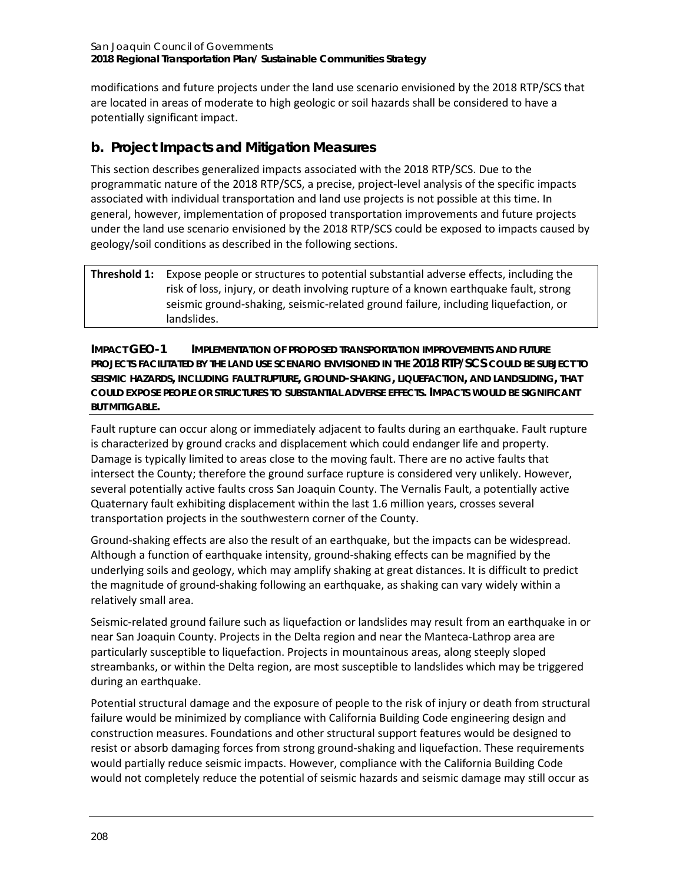modifications and future projects under the land use scenario envisioned by the 2018 RTP/SCS that are located in areas of moderate to high geologic or soil hazards shall be considered to have a potentially significant impact.

## b. Project Impacts and Mitigation Measures

This section describes generalized impacts associated with the 2018 RTP/SCS. Due to the programmatic nature of the 2018 RTP/SCS, a precise, project-level analysis of the specific impacts associated with individual transportation and land use projects is not possible at this time. In general, however, implementation of proposed transportation improvements and future projects under the land use scenario envisioned by the 2018 RTP/SCS could be exposed to impacts caused by geology/soil conditions as described in the following sections.

| **Threshold 1:** | Expose people or structures to potential substantial adverse effects, including the risk of loss, injury, or death involving rupture of a known earthquake fault, strong seismic ground-shaking, seismic-related ground failure, including liquefaction, or landslides. |
|---|---|

**IMPACT GEO-1 IMPLEMENTATION OF PROPOSED TRANSPORTATION IMPROVEMENTS AND FUTURE PROJECTS FACILITATED BY THE LAND USE SCENARIO ENVISIONED IN THE 2018 RTP/SCS COULD BE SUBJECT TO SEISMIC HAZARDS, INCLUDING FAULT RUPTURE, GROUND-SHAKING, LIQUEFACTION, AND LANDSLIDING, THAT COULD EXPOSE PEOPLE OR STRUCTURES TO SUBSTANTIAL ADVERSE EFFECTS. IMPACTS WOULD BE SIGNIFICANT BUT MITIGABLE.**

Fault rupture can occur along or immediately adjacent to faults during an earthquake. Fault rupture is characterized by ground cracks and displacement which could endanger life and property. Damage is typically limited to areas close to the moving fault. There are no active faults that intersect the County; therefore the ground surface rupture is considered very unlikely. However, several potentially active faults cross San Joaquin County. The Vernalis Fault, a potentially active Quaternary fault exhibiting displacement within the last 1.6 million years, crosses several transportation projects in the southwestern corner of the County.

Ground-shaking effects are also the result of an earthquake, but the impacts can be widespread. Although a function of earthquake intensity, ground-shaking effects can be magnified by the underlying soils and geology, which may amplify shaking at great distances. It is difficult to predict the magnitude of ground-shaking following an earthquake, as shaking can vary widely within a relatively small area.

Seismic-related ground failure such as liquefaction or landslides may result from an earthquake in or near San Joaquin County. Projects in the Delta region and near the Manteca-Lathrop area are particularly susceptible to liquefaction. Projects in mountainous areas, along steeply sloped streambanks, or within the Delta region, are most susceptible to landslides which may be triggered during an earthquake.

Potential structural damage and the exposure of people to the risk of injury or death from structural failure would be minimized by compliance with California Building Code engineering design and construction measures. Foundations and other structural support features would be designed to resist or absorb damaging forces from strong ground-shaking and liquefaction. These requirements would partially reduce seismic impacts. However, compliance with the California Building Code would not completely reduce the potential of seismic hazards and seismic damage may still occur as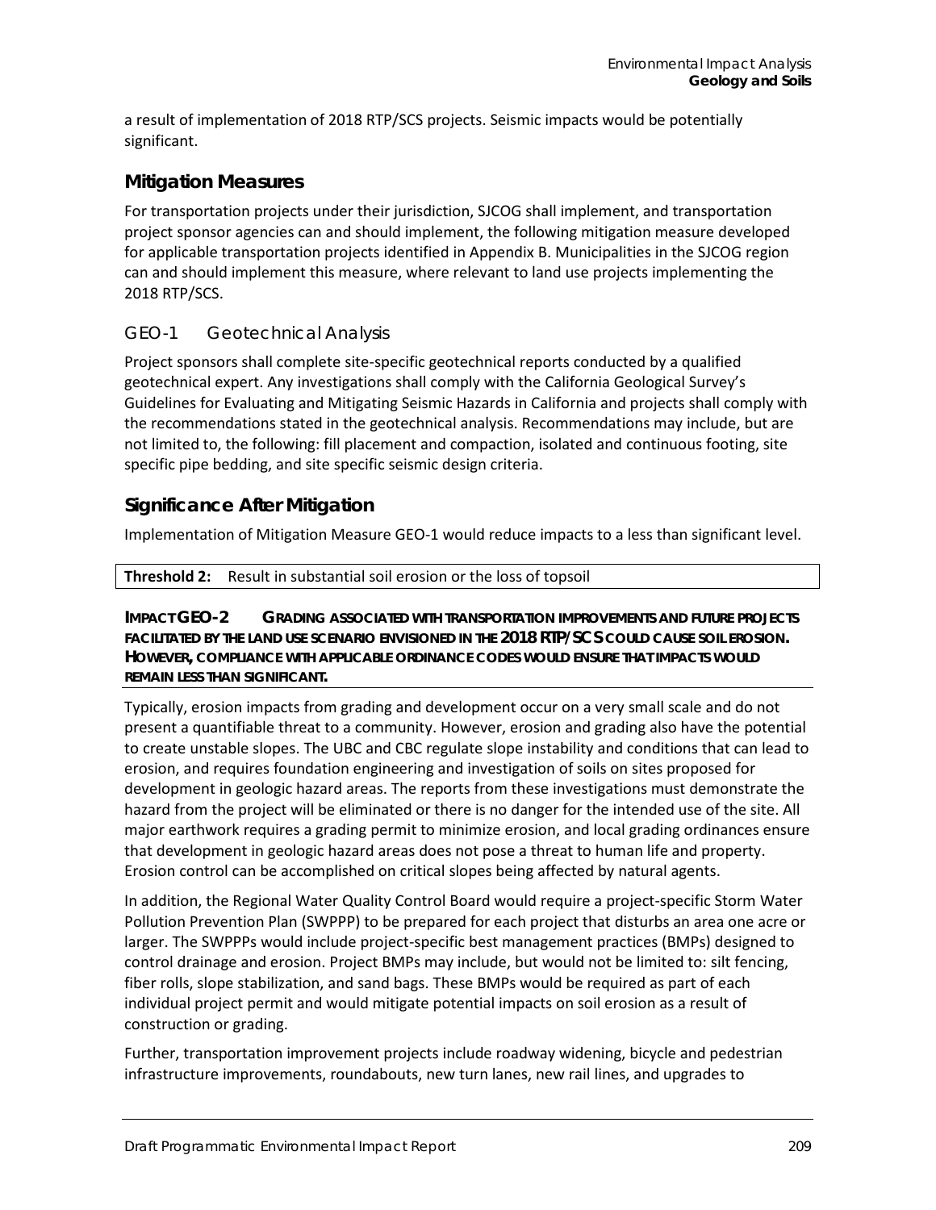a result of implementation of 2018 RTP/SCS projects. Seismic impacts would be potentially significant.

## Mitigation Measures

For transportation projects under their jurisdiction, SJCOG shall implement, and transportation project sponsor agencies can and should implement, the following mitigation measure developed for applicable transportation projects identified in Appendix B. Municipalities in the SJCOG region can and should implement this measure, where relevant to land use projects implementing the 2018 RTP/SCS.

### GEO-1 Geotechnical Analysis

Project sponsors shall complete site-specific geotechnical reports conducted by a qualified geotechnical expert. Any investigations shall comply with the California Geological Survey's Guidelines for Evaluating and Mitigating Seismic Hazards in California and projects shall comply with the recommendations stated in the geotechnical analysis. Recommendations may include, but are not limited to, the following: fill placement and compaction, isolated and continuous footing, site specific pipe bedding, and site specific seismic design criteria.

## Significance After Mitigation

Implementation of Mitigation Measure GEO-1 would reduce impacts to a less than significant level.

| **Threshold 2:** Result in substantial soil erosion or the loss of topsoil |
|---|

**IMPACT GEO-2 GRADING ASSOCIATED WITH TRANSPORTATION IMPROVEMENTS AND FUTURE PROJECTS FACILITATED BY THE LAND USE SCENARIO ENVISIONED IN THE 2018 RTP/SCS COULD CAUSE SOIL EROSION. HOWEVER, COMPLIANCE WITH APPLICABLE ORDINANCE CODES WOULD ENSURE THAT IMPACTS WOULD REMAIN LESS THAN SIGNIFICANT.**

Typically, erosion impacts from grading and development occur on a very small scale and do not present a quantifiable threat to a community. However, erosion and grading also have the potential to create unstable slopes. The UBC and CBC regulate slope instability and conditions that can lead to erosion, and requires foundation engineering and investigation of soils on sites proposed for development in geologic hazard areas. The reports from these investigations must demonstrate the hazard from the project will be eliminated or there is no danger for the intended use of the site. All major earthwork requires a grading permit to minimize erosion, and local grading ordinances ensure that development in geologic hazard areas does not pose a threat to human life and property. Erosion control can be accomplished on critical slopes being affected by natural agents.

In addition, the Regional Water Quality Control Board would require a project-specific Storm Water Pollution Prevention Plan (SWPPP) to be prepared for each project that disturbs an area one acre or larger. The SWPPPs would include project-specific best management practices (BMPs) designed to control drainage and erosion. Project BMPs may include, but would not be limited to: silt fencing, fiber rolls, slope stabilization, and sand bags. These BMPs would be required as part of each individual project permit and would mitigate potential impacts on soil erosion as a result of construction or grading.

Further, transportation improvement projects include roadway widening, bicycle and pedestrian infrastructure improvements, roundabouts, new turn lanes, new rail lines, and upgrades to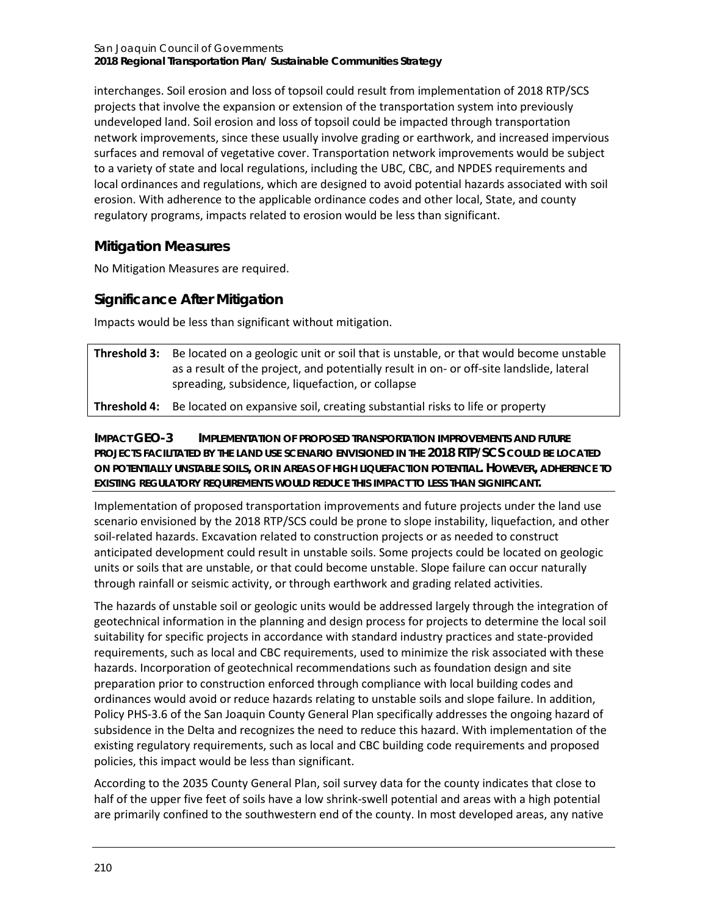interchanges. Soil erosion and loss of topsoil could result from implementation of 2018 RTP/SCS projects that involve the expansion or extension of the transportation system into previously undeveloped land. Soil erosion and loss of topsoil could be impacted through transportation network improvements, since these usually involve grading or earthwork, and increased impervious surfaces and removal of vegetative cover. Transportation network improvements would be subject to a variety of state and local regulations, including the UBC, CBC, and NPDES requirements and local ordinances and regulations, which are designed to avoid potential hazards associated with soil erosion. With adherence to the applicable ordinance codes and other local, State, and county regulatory programs, impacts related to erosion would be less than significant.

### Mitigation Measures

No Mitigation Measures are required.

### Significance After Mitigation

Impacts would be less than significant without mitigation.

| | |
|---|---|
| **Threshold 3:** | Be located on a geologic unit or soil that is unstable, or that would become unstable as a result of the project, and potentially result in on- or off-site landslide, lateral spreading, subsidence, liquefaction, or collapse |
| **Threshold 4:** | Be located on expansive soil, creating substantial risks to life or property |

**IMPACT GEO-3 IMPLEMENTATION OF PROPOSED TRANSPORTATION IMPROVEMENTS AND FUTURE PROJECTS FACILITATED BY THE LAND USE SCENARIO ENVISIONED IN THE 2018 RTP/SCS COULD BE LOCATED ON POTENTIALLY UNSTABLE SOILS, OR IN AREAS OF HIGH LIQUEFACTION POTENTIAL. HOWEVER, ADHERENCE TO EXISTING REGULATORY REQUIREMENTS WOULD REDUCE THIS IMPACT TO LESS THAN SIGNIFICANT.**

Implementation of proposed transportation improvements and future projects under the land use scenario envisioned by the 2018 RTP/SCS could be prone to slope instability, liquefaction, and other soil-related hazards. Excavation related to construction projects or as needed to construct anticipated development could result in unstable soils. Some projects could be located on geologic units or soils that are unstable, or that could become unstable. Slope failure can occur naturally through rainfall or seismic activity, or through earthwork and grading related activities.

The hazards of unstable soil or geologic units would be addressed largely through the integration of geotechnical information in the planning and design process for projects to determine the local soil suitability for specific projects in accordance with standard industry practices and state-provided requirements, such as local and CBC requirements, used to minimize the risk associated with these hazards. Incorporation of geotechnical recommendations such as foundation design and site preparation prior to construction enforced through compliance with local building codes and ordinances would avoid or reduce hazards relating to unstable soils and slope failure. In addition, Policy PHS-3.6 of the San Joaquin County General Plan specifically addresses the ongoing hazard of subsidence in the Delta and recognizes the need to reduce this hazard. With implementation of the existing regulatory requirements, such as local and CBC building code requirements and proposed policies, this impact would be less than significant.

According to the 2035 County General Plan, soil survey data for the county indicates that close to half of the upper five feet of soils have a low shrink-swell potential and areas with a high potential are primarily confined to the southwestern end of the county. In most developed areas, any native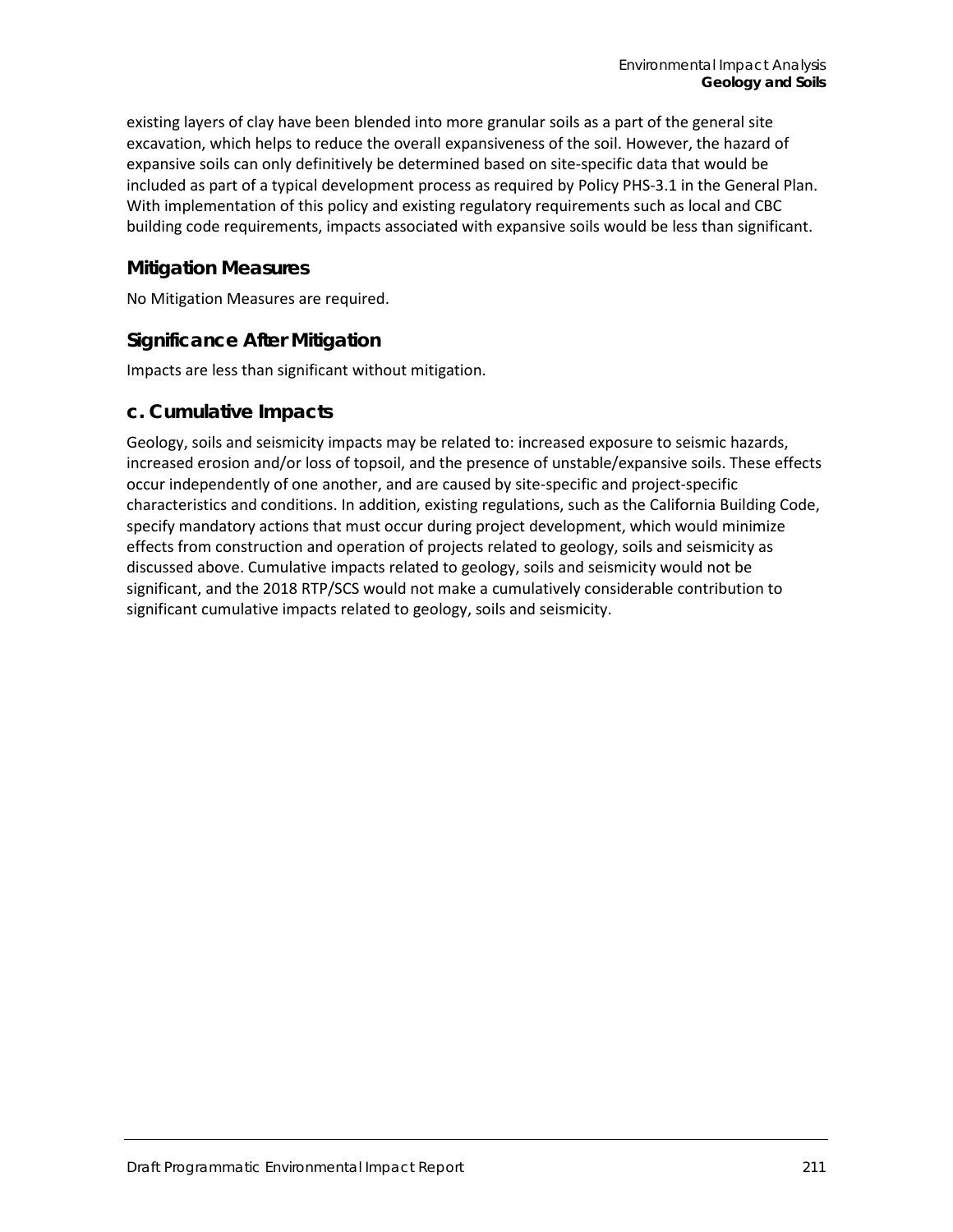existing layers of clay have been blended into more granular soils as a part of the general site excavation, which helps to reduce the overall expansiveness of the soil. However, the hazard of expansive soils can only definitively be determined based on site-specific data that would be included as part of a typical development process as required by Policy PHS-3.1 in the General Plan. With implementation of this policy and existing regulatory requirements such as local and CBC building code requirements, impacts associated with expansive soils would be less than significant.

### Mitigation Measures

No Mitigation Measures are required.

### Significance After Mitigation

Impacts are less than significant without mitigation.

## c. Cumulative Impacts

Geology, soils and seismicity impacts may be related to: increased exposure to seismic hazards, increased erosion and/or loss of topsoil, and the presence of unstable/expansive soils. These effects occur independently of one another, and are caused by site-specific and project-specific characteristics and conditions. In addition, existing regulations, such as the California Building Code, specify mandatory actions that must occur during project development, which would minimize effects from construction and operation of projects related to geology, soils and seismicity as discussed above. Cumulative impacts related to geology, soils and seismicity would not be significant, and the 2018 RTP/SCS would not make a cumulatively considerable contribution to significant cumulative impacts related to geology, soils and seismicity.